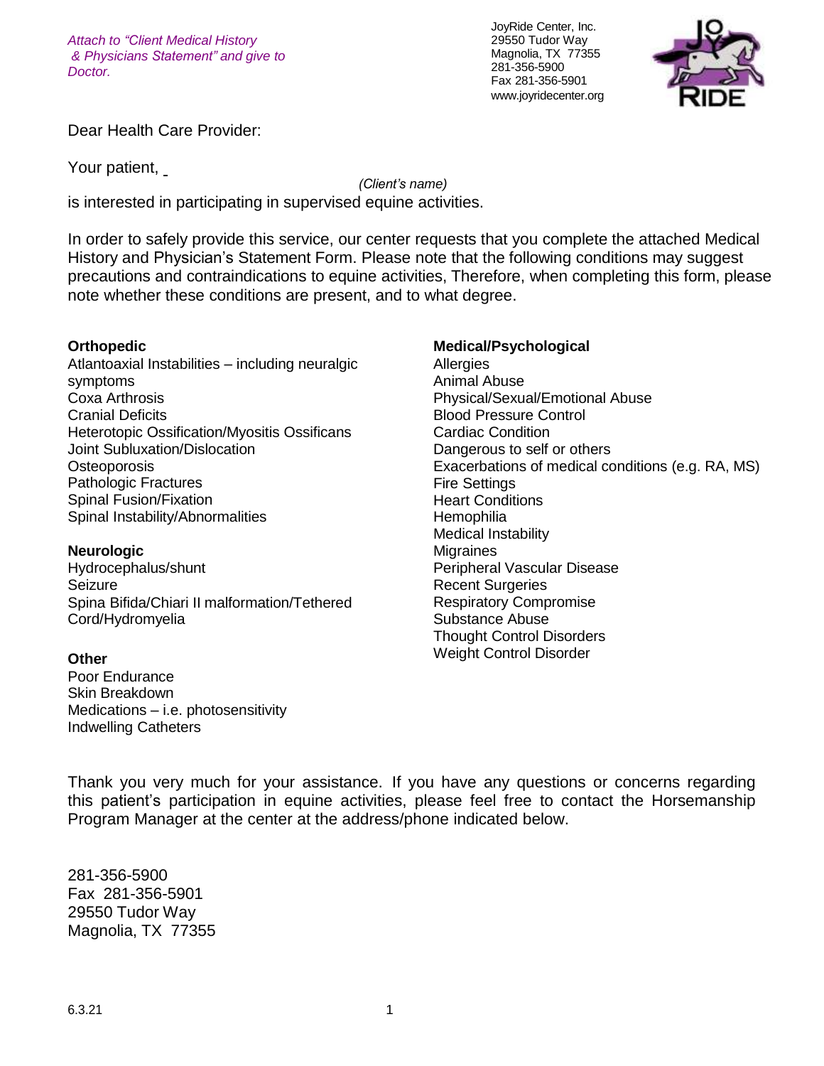*Attach to "Client Medical History & Physicians Statement" and give to Doctor.*

JoyRide Center, Inc.
29550 Tudor Way
Magnolia, TX 77355
281-356-5900
Fax 281-356-5901
www.joyridecenter.org

Dear Health Care Provider:

Your patient, \_\_\_\_\_\_\_\_\_\_\_\_\_\_\_\_\_\_\_\_\_\_\_\_\_\_\_\_\_\_\_\_
*(Client's name)*
is interested in participating in supervised equine activities.

In order to safely provide this service, our center requests that you complete the attached Medical History and Physician's Statement Form. Please note that the following conditions may suggest precautions and contraindications to equine activities, Therefore, when completing this form, please note whether these conditions are present, and to what degree.

**Orthopedic**
Atlantoaxial Instabilities – including neuralgic symptoms
Coxa Arthrosis
Cranial Deficits
Heterotopic Ossification/Myositis Ossificans
Joint Subluxation/Dislocation
Osteoporosis
Pathologic Fractures
Spinal Fusion/Fixation
Spinal Instability/Abnormalities

**Neurologic**
Hydrocephalus/shunt
Seizure
Spina Bifida/Chiari II malformation/Tethered Cord/Hydromyelia

**Other**
Poor Endurance
Skin Breakdown
Medications – i.e. photosensitivity
Indwelling Catheters

**Medical/Psychological**
Allergies
Animal Abuse
Physical/Sexual/Emotional Abuse
Blood Pressure Control
Cardiac Condition
Dangerous to self or others
Exacerbations of medical conditions (e.g. RA, MS)
Fire Settings
Heart Conditions
Hemophilia
Medical Instability
Migraines
Peripheral Vascular Disease
Recent Surgeries
Respiratory Compromise
Substance Abuse
Thought Control Disorders
Weight Control Disorder

Thank you very much for your assistance. If you have any questions or concerns regarding this patient's participation in equine activities, please feel free to contact the Horsemanship Program Manager at the center at the address/phone indicated below.

281-356-5900
Fax 281-356-5901
29550 Tudor Way
Magnolia, TX 77355

6.3.21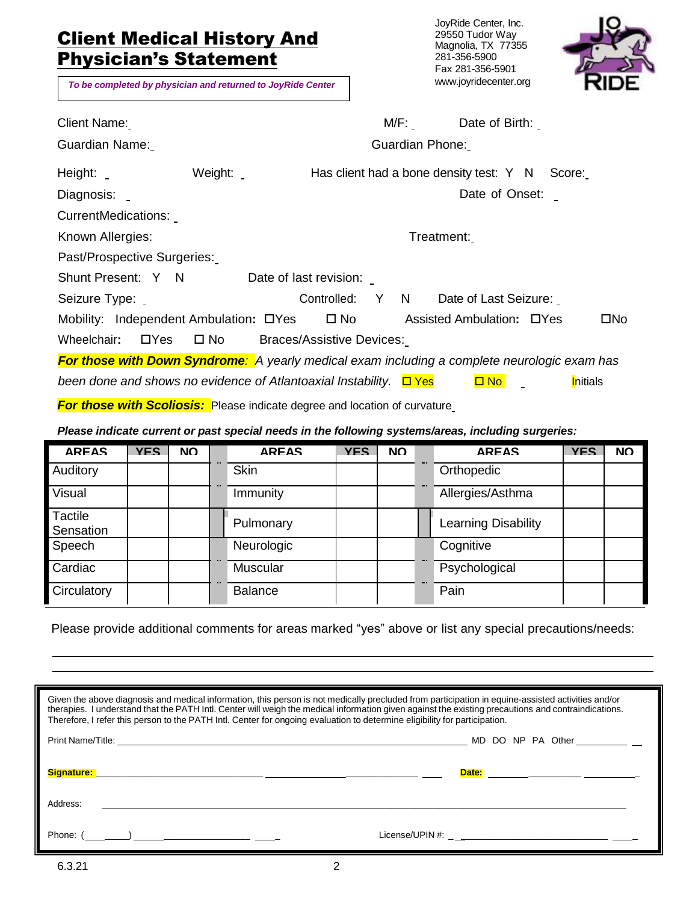# Client Medical History And Physician's Statement

*To be completed by physician and returned to JoyRide Center*

JoyRide Center, Inc.
29550 Tudor Way
Magnolia, TX 77355
281-356-5900
Fax 281-356-5901
www.joyridecenter.org

Client Name: _ M/F: _ Date of Birth: _

Guardian Name: _ Guardian Phone: _

Height: _ Weight: _ Has client had a bone density test: Y N Score: _

Diagnosis: _ Date of Onset: _

CurrentMedications: _

Known Allergies: Treatment: _

Past/Prospective Surgeries: _

Shunt Present: Y N Date of last revision: _

Seizure Type: _ Controlled: Y N Date of Last Seizure: _

Mobility: Independent Ambulation: ☐Yes ☐ No Assisted Ambulation: ☐Yes ☐No

Wheelchair: ☐Yes ☐ No Braces/Assistive Devices: _

***For those with Down Syndrome**: A yearly medical exam including a complete neurologic exam has been done and shows no evidence of Atlantoaxial Instability.* ☐ Yes ☐ No _ Initials

***For those with Scoliosis:*** Please indicate degree and location of curvature _

***Please indicate current or past special needs in the following systems/areas, including surgeries:***

| AREAS | YES | NO | AREAS | YES | NO | AREAS | YES | NO |
|---|---|---|---|---|---|---|---|---|
| Auditory | | | Skin | | | Orthopedic | | |
| Visual | | | Immunity | | | Allergies/Asthma | | |
| Tactile Sensation | | | Pulmonary | | | Learning Disability | | |
| Speech | | | Neurologic | | | Cognitive | | |
| Cardiac | | | Muscular | | | Psychological | | |
| Circulatory | | | Balance | | | Pain | | |

Please provide additional comments for areas marked "yes" above or list any special precautions/needs:

______________________________________________________________

______________________________________________________________

Given the above diagnosis and medical information, this person is not medically precluded from participation in equine-assisted activities and/or therapies. I understand that the PATH Intl. Center will weigh the medical information given against the existing precautions and contraindications. Therefore, I refer this person to the PATH Intl. Center for ongoing evaluation to determine eligibility for participation.

Print Name/Title: ______________________________ MD DO NP PA Other __________

**Signature:** ______________________________ **Date:** __________

Address: ______________________________

Phone: (____) __________ License/UPIN #: __________

6.3.21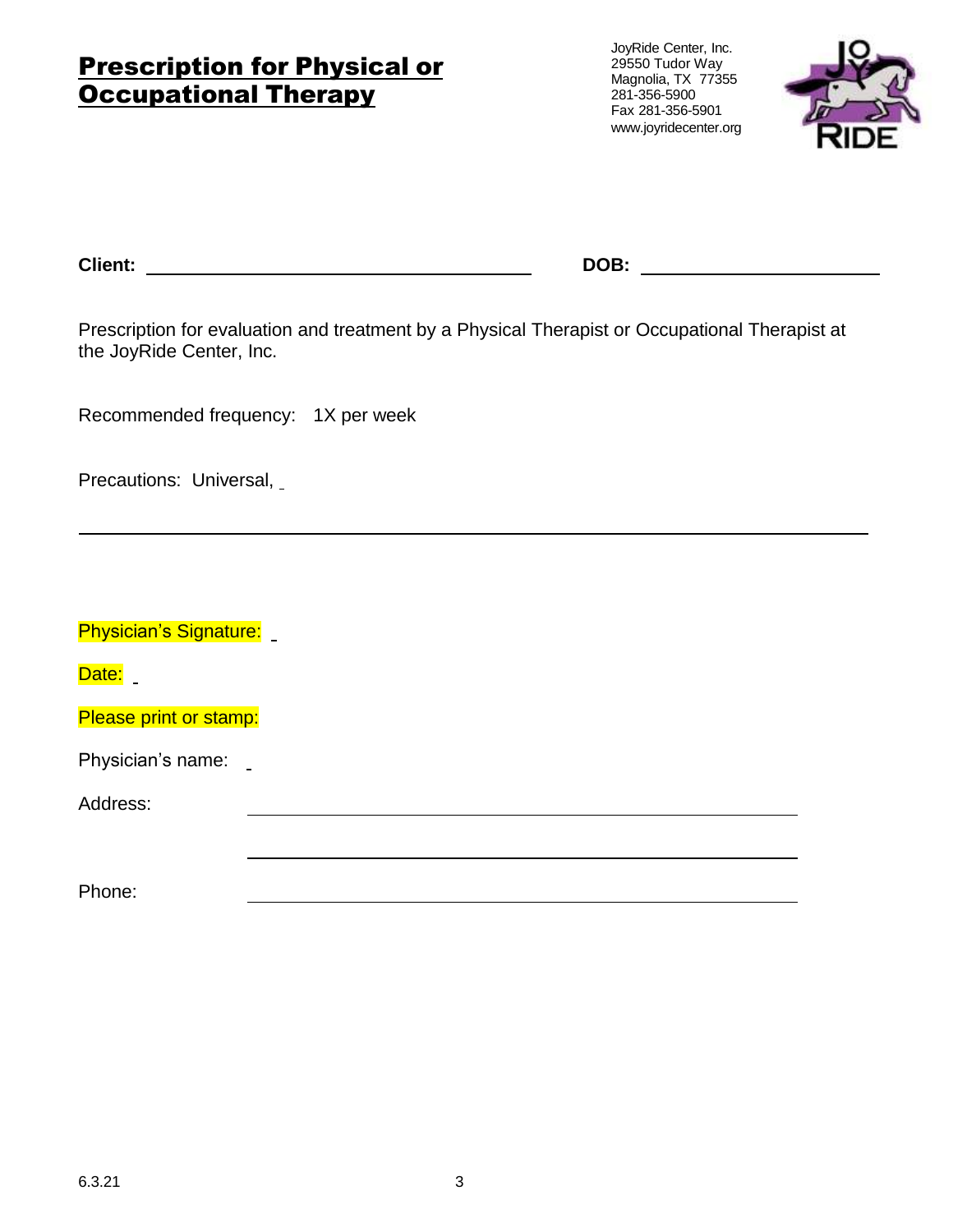# Prescription for Physical or Occupational Therapy

JoyRide Center, Inc.
29550 Tudor Way
Magnolia, TX 77355
281-356-5900
Fax 281-356-5901
www.joyridecenter.org

**Client:** ______________________________ **DOB:** ____________________

Prescription for evaluation and treatment by a Physical Therapist or Occupational Therapist at the JoyRide Center, Inc.

Recommended frequency: 1X per week

Precautions: Universal, _

______________________________________________________________

Physician's Signature: _

Date: _

Please print or stamp:

Physician's name: _

Address: ______________________________________________

______________________________________________

Phone: ______________________________________________

6.3.21